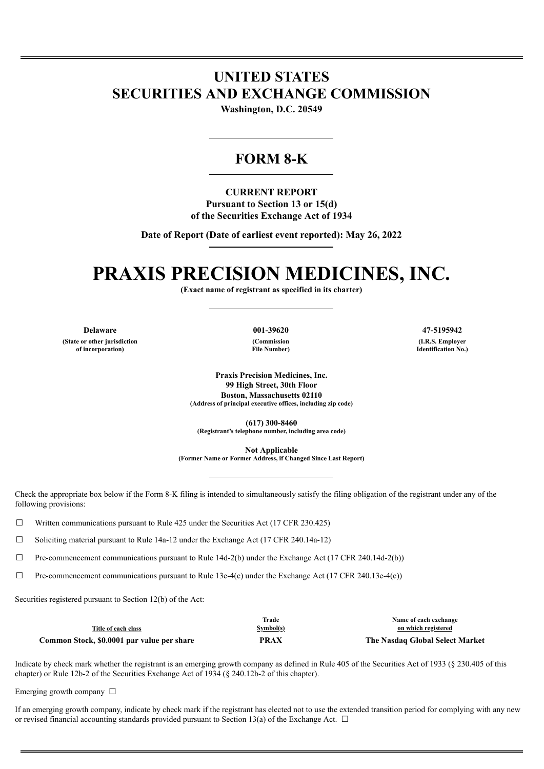# UNITED STATES
# SECURITIES AND EXCHANGE COMMISSION

**Washington, D.C. 20549**

## FORM 8-K

**CURRENT REPORT**
**Pursuant to Section 13 or 15(d)**
**of the Securities Exchange Act of 1934**

**Date of Report (Date of earliest event reported): May 26, 2022**

# PRAXIS PRECISION MEDICINES, INC.

**(Exact name of registrant as specified in its charter)**

| Delaware | 001-39620 | 47-5195942 |
|---|---|---|
| (State or other jurisdiction of incorporation) | (Commission File Number) | (I.R.S. Employer Identification No.) |

**Praxis Precision Medicines, Inc.**
**99 High Street, 30th Floor**
**Boston, Massachusetts 02110**
**(Address of principal executive offices, including zip code)**

**(617) 300-8460**
**(Registrant's telephone number, including area code)**

**Not Applicable**
**(Former Name or Former Address, if Changed Since Last Report)**

Check the appropriate box below if the Form 8-K filing is intended to simultaneously satisfy the filing obligation of the registrant under any of the following provisions:

☐ Written communications pursuant to Rule 425 under the Securities Act (17 CFR 230.425)

☐ Soliciting material pursuant to Rule 14a-12 under the Exchange Act (17 CFR 240.14a-12)

☐ Pre-commencement communications pursuant to Rule 14d-2(b) under the Exchange Act (17 CFR 240.14d-2(b))

☐ Pre-commencement communications pursuant to Rule 13e-4(c) under the Exchange Act (17 CFR 240.13e-4(c))

Securities registered pursuant to Section 12(b) of the Act:

| Title of each class | Trade Symbol(s) | Name of each exchange on which registered |
|---|---|---|
| **Common Stock, $0.0001 par value per share** | **PRAX** | **The Nasdaq Global Select Market** |

Indicate by check mark whether the registrant is an emerging growth company as defined in Rule 405 of the Securities Act of 1933 (§ 230.405 of this chapter) or Rule 12b-2 of the Securities Exchange Act of 1934 (§ 240.12b-2 of this chapter).

Emerging growth company ☐

If an emerging growth company, indicate by check mark if the registrant has elected not to use the extended transition period for complying with any new or revised financial accounting standards provided pursuant to Section 13(a) of the Exchange Act. ☐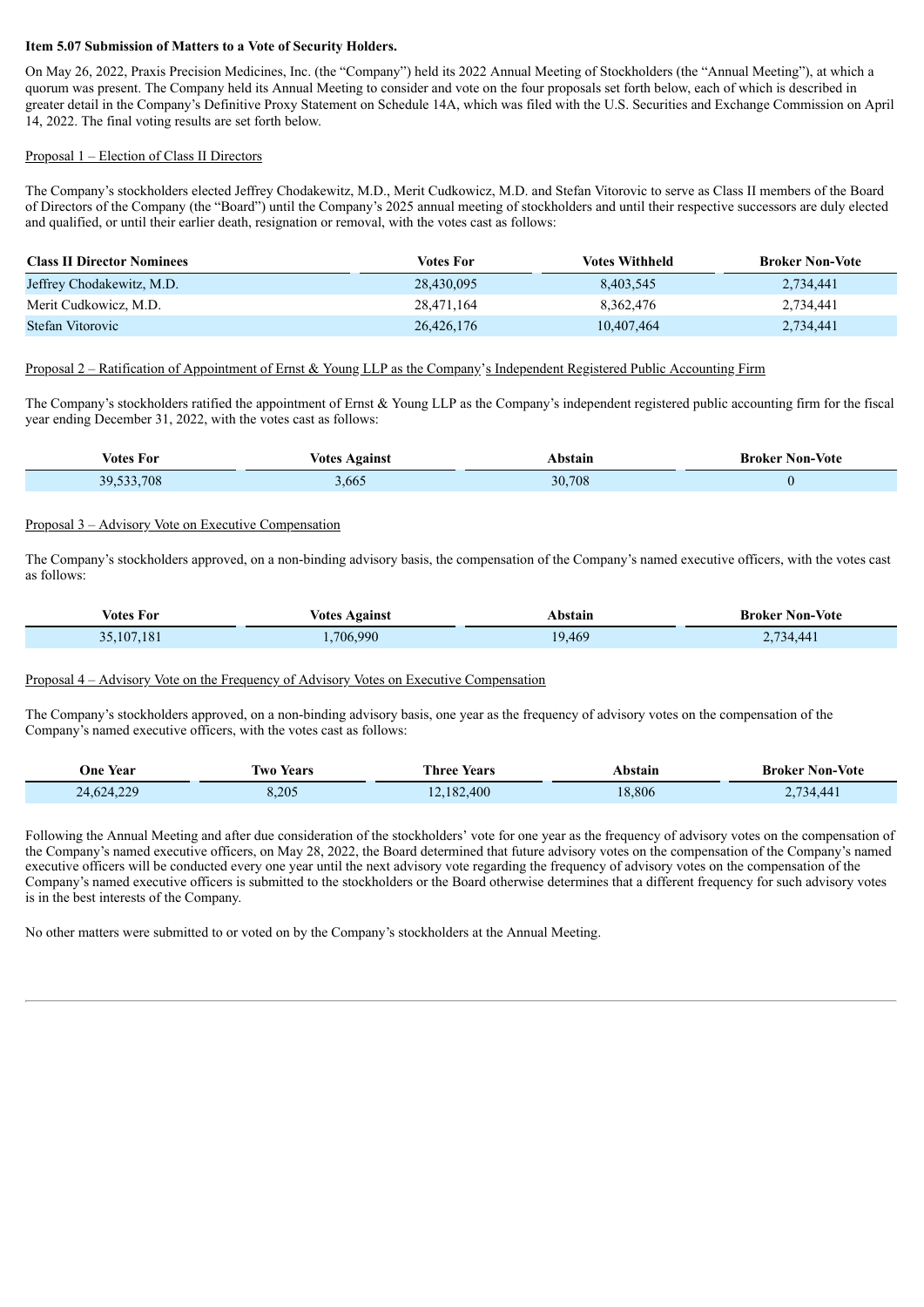**Item 5.07 Submission of Matters to a Vote of Security Holders.**

On May 26, 2022, Praxis Precision Medicines, Inc. (the “Company”) held its 2022 Annual Meeting of Stockholders (the “Annual Meeting”), at which a quorum was present. The Company held its Annual Meeting to consider and vote on the four proposals set forth below, each of which is described in greater detail in the Company’s Definitive Proxy Statement on Schedule 14A, which was filed with the U.S. Securities and Exchange Commission on April 14, 2022. The final voting results are set forth below.

Proposal 1 – Election of Class II Directors

The Company’s stockholders elected Jeffrey Chodakewitz, M.D., Merit Cudkowicz, M.D. and Stefan Vitorovic to serve as Class II members of the Board of Directors of the Company (the “Board”) until the Company’s 2025 annual meeting of stockholders and until their respective successors are duly elected and qualified, or until their earlier death, resignation or removal, with the votes cast as follows:

| Class II Director Nominees | Votes For | Votes Withheld | Broker Non-Vote |
|---|---|---|---|
| Jeffrey Chodakewitz, M.D. | 28,430,095 | 8,403,545 | 2,734,441 |
| Merit Cudkowicz, M.D. | 28,471,164 | 8,362,476 | 2,734,441 |
| Stefan Vitorovic | 26,426,176 | 10,407,464 | 2,734,441 |

Proposal 2 – Ratification of Appointment of Ernst & Young LLP as the Company’s Independent Registered Public Accounting Firm

The Company’s stockholders ratified the appointment of Ernst & Young LLP as the Company’s independent registered public accounting firm for the fiscal year ending December 31, 2022, with the votes cast as follows:

| Votes For | Votes Against | Abstain | Broker Non-Vote |
|---|---|---|---|
| 39,533,708 | 3,665 | 30,708 | 0 |

Proposal 3 – Advisory Vote on Executive Compensation

The Company’s stockholders approved, on a non-binding advisory basis, the compensation of the Company’s named executive officers, with the votes cast as follows:

| Votes For | Votes Against | Abstain | Broker Non-Vote |
|---|---|---|---|
| 35,107,181 | 1,706,990 | 19,469 | 2,734,441 |

Proposal 4 – Advisory Vote on the Frequency of Advisory Votes on Executive Compensation

The Company’s stockholders approved, on a non-binding advisory basis, one year as the frequency of advisory votes on the compensation of the Company’s named executive officers, with the votes cast as follows:

| One Year | Two Years | Three Years | Abstain | Broker Non-Vote |
|---|---|---|---|---|
| 24,624,229 | 8,205 | 12,182,400 | 18,806 | 2,734,441 |

Following the Annual Meeting and after due consideration of the stockholders’ vote for one year as the frequency of advisory votes on the compensation of the Company’s named executive officers, on May 28, 2022, the Board determined that future advisory votes on the compensation of the Company’s named executive officers will be conducted every one year until the next advisory vote regarding the frequency of advisory votes on the compensation of the Company’s named executive officers is submitted to the stockholders or the Board otherwise determines that a different frequency for such advisory votes is in the best interests of the Company.

No other matters were submitted to or voted on by the Company’s stockholders at the Annual Meeting.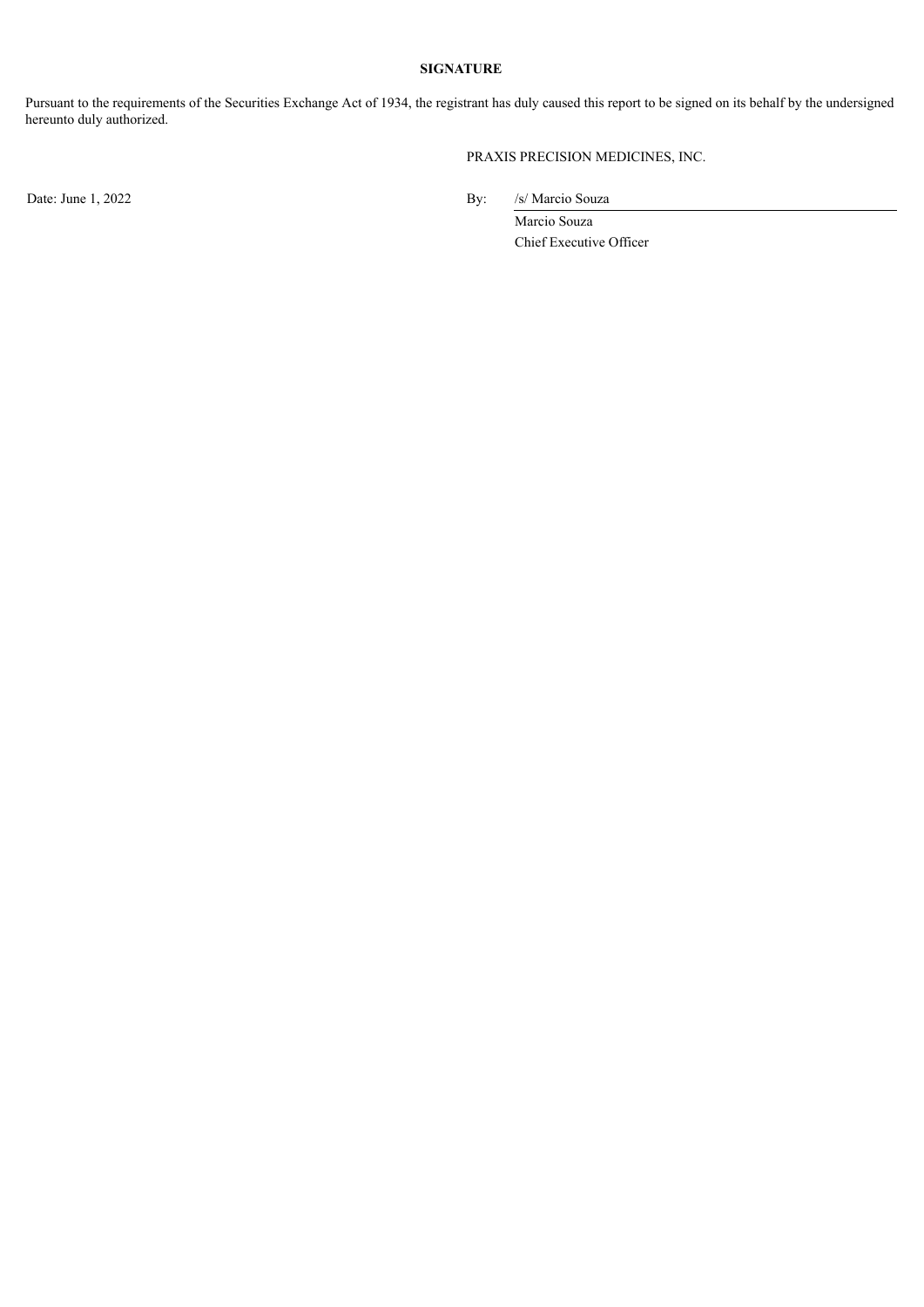**SIGNATURE**

Pursuant to the requirements of the Securities Exchange Act of 1934, the registrant has duly caused this report to be signed on its behalf by the undersigned hereunto duly authorized.

PRAXIS PRECISION MEDICINES, INC.

Date: June 1, 2022

By: /s/ Marcio Souza

Marcio Souza
Chief Executive Officer